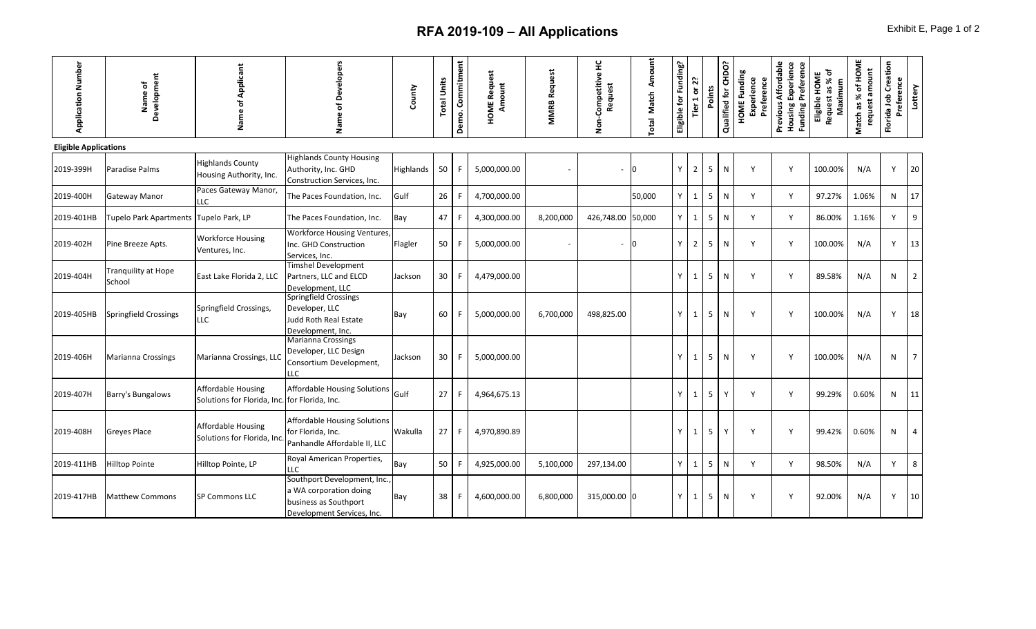# RFA 2019-109 – All Applications

| Application Number | Name of Development | Name of Applicant | Name of Developers | County | Total Units | Demo. Commitment | HOME Request Amount | MMRB Request | Non-Competitive HC Request | Total Match Amount | Eligible for Funding? | Tier 1 or 2? | Points | Qualified for CHDO? | HOME Funding Experience Preference | Previous Affordable Housing Experience Funding Preference | Eligible HOME Request as % of Maximum | Match as % of HOME request amount | Florida Job Creation Preference | Lottery |
|---|---|---|---|---|---|---|---|---|---|---|---|---|---|---|---|---|---|---|---|---|
| **Eligible Applications** | | | | | | | | | | | | | | | | | | | | |
| 2019-399H | Paradise Palms | Highlands County Housing Authority, Inc. | Highlands County Housing Authority, Inc. GHD Construction Services, Inc. | Highlands | 50 | F | 5,000,000.00 | - | - | 0 | Y | 2 | 5 | N | Y | Y | 100.00% | N/A | Y | 20 |
| 2019-400H | Gateway Manor | Paces Gateway Manor, LLC | The Paces Foundation, Inc. | Gulf | 26 | F | 4,700,000.00 | | | 50,000 | Y | 1 | 5 | N | Y | Y | 97.27% | 1.06% | N | 17 |
| 2019-401HB | Tupelo Park Apartments | Tupelo Park, LP | The Paces Foundation, Inc. | Bay | 47 | F | 4,300,000.00 | 8,200,000 | 426,748.00 | 50,000 | Y | 1 | 5 | N | Y | Y | 86.00% | 1.16% | Y | 9 |
| 2019-402H | Pine Breeze Apts. | Workforce Housing Ventures, Inc. | Workforce Housing Ventures, Inc. GHD Construction Services, Inc. | Flagler | 50 | F | 5,000,000.00 | - | - | 0 | Y | 2 | 5 | N | Y | Y | 100.00% | N/A | Y | 13 |
| 2019-404H | Tranquility at Hope School | East Lake Florida 2, LLC | Timshel Development Partners, LLC and ELCD Development, LLC | Jackson | 30 | F | 4,479,000.00 | | | | Y | 1 | 5 | N | Y | Y | 89.58% | N/A | N | 2 |
| 2019-405HB | Springfield Crossings | Springfield Crossings, LLC | Springfield Crossings Developer, LLC Judd Roth Real Estate Development, Inc. | Bay | 60 | F | 5,000,000.00 | 6,700,000 | 498,825.00 | | Y | 1 | 5 | N | Y | Y | 100.00% | N/A | Y | 18 |
| 2019-406H | Marianna Crossings | Marianna Crossings, LLC | Marianna Crossings Developer, LLC Design Consortium Development, LLC | Jackson | 30 | F | 5,000,000.00 | | | | Y | 1 | 5 | N | Y | Y | 100.00% | N/A | N | 7 |
| 2019-407H | Barry's Bungalows | Affordable Housing Solutions for Florida, Inc. | Affordable Housing Solutions for Florida, Inc. | Gulf | 27 | F | 4,964,675.13 | | | | Y | 1 | 5 | Y | Y | Y | 99.29% | 0.60% | N | 11 |
| 2019-408H | Greyes Place | Affordable Housing Solutions for Florida, Inc. | Affordable Housing Solutions for Florida, Inc. Panhandle Affordable II, LLC | Wakulla | 27 | F | 4,970,890.89 | | | | Y | 1 | 5 | Y | Y | Y | 99.42% | 0.60% | N | 4 |
| 2019-411HB | Hilltop Pointe | Hilltop Pointe, LP | Royal American Properties, LLC | Bay | 50 | F | 4,925,000.00 | 5,100,000 | 297,134.00 | | Y | 1 | 5 | N | Y | Y | 98.50% | N/A | Y | 8 |
| 2019-417HB | Matthew Commons | SP Commons LLC | Southport Development, Inc., a WA corporation doing business as Southport Development Services, Inc. | Bay | 38 | F | 4,600,000.00 | 6,800,000 | 315,000.00 | 0 | Y | 1 | 5 | N | Y | Y | 92.00% | N/A | Y | 10 |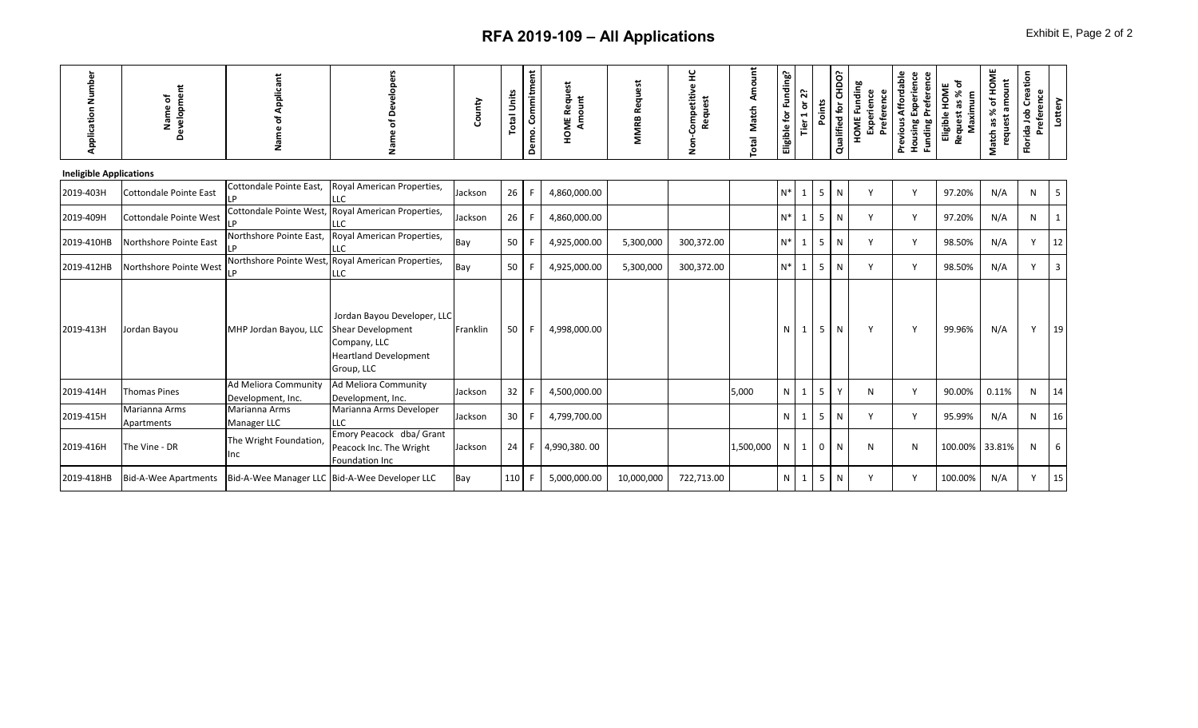# RFA 2019-109 – All Applications

| Application Number | Name of Development | Name of Applicant | Name of Developers | County | Total Units | Demo. Commitment | HOME Request Amount | MMRB Request | Non-Competitive HC Request | Total Match Amount | Eligible for Funding? | Tier 1 or 2? | Points | Qualified for CHDO? | HOME Funding Experience Preference | Previous Affordable Housing Experience Funding Preference | Eligible HOME Request as % of Maximum | Match as % of HOME request amount | Florida Job Creation Preference | Lottery |
|---|---|---|---|---|---|---|---|---|---|---|---|---|---|---|---|---|---|---|---|---|
| **Ineligible Applications** | | | | | | | | | | | | | | | | | | | | |
| 2019-403H | Cottondale Pointe East | Cottondale Pointe East, LP | Royal American Properties, LLC | Jackson | 26 | F | 4,860,000.00 | | | | N* | 1 | 5 | N | Y | Y | 97.20% | N/A | N | 5 |
| 2019-409H | Cottondale Pointe West | Cottondale Pointe West, LP | Royal American Properties, LLC | Jackson | 26 | F | 4,860,000.00 | | | | N* | 1 | 5 | N | Y | Y | 97.20% | N/A | N | 1 |
| 2019-410HB | Northshore Pointe East | Northshore Pointe East, LP | Royal American Properties, LLC | Bay | 50 | F | 4,925,000.00 | 5,300,000 | 300,372.00 | | N* | 1 | 5 | N | Y | Y | 98.50% | N/A | Y | 12 |
| 2019-412HB | Northshore Pointe West | Northshore Pointe West, LP | Royal American Properties, LLC | Bay | 50 | F | 4,925,000.00 | 5,300,000 | 300,372.00 | | N* | 1 | 5 | N | Y | Y | 98.50% | N/A | Y | 3 |
| 2019-413H | Jordan Bayou | MHP Jordan Bayou, LLC | Jordan Bayou Developer, LLC Shear Development Company, LLC Heartland Development Group, LLC | Franklin | 50 | F | 4,998,000.00 | | | | N | 1 | 5 | N | Y | Y | 99.96% | N/A | Y | 19 |
| 2019-414H | Thomas Pines | Ad Meliora Community Development, Inc. | Ad Meliora Community Development, Inc. | Jackson | 32 | F | 4,500,000.00 | | | 5,000 | N | 1 | 5 | Y | N | Y | 90.00% | 0.11% | N | 14 |
| 2019-415H | Marianna Arms Apartments | Marianna Arms Manager LLC | Marianna Arms Developer LLC | Jackson | 30 | F | 4,799,700.00 | | | | N | 1 | 5 | N | Y | Y | 95.99% | N/A | N | 16 |
| 2019-416H | The Vine - DR | The Wright Foundation, Inc | Emory Peacock dba/ Grant Peacock Inc. The Wright Foundation Inc | Jackson | 24 | F | 4,990,380. 00 | | | 1,500,000 | N | 1 | 0 | N | N | N | 100.00% | 33.81% | N | 6 |
| 2019-418HB | Bid-A-Wee Apartments | Bid-A-Wee Manager LLC | Bid-A-Wee Developer LLC | Bay | 110 | F | 5,000,000.00 | 10,000,000 | 722,713.00 | | N | 1 | 5 | N | Y | Y | 100.00% | N/A | Y | 15 |